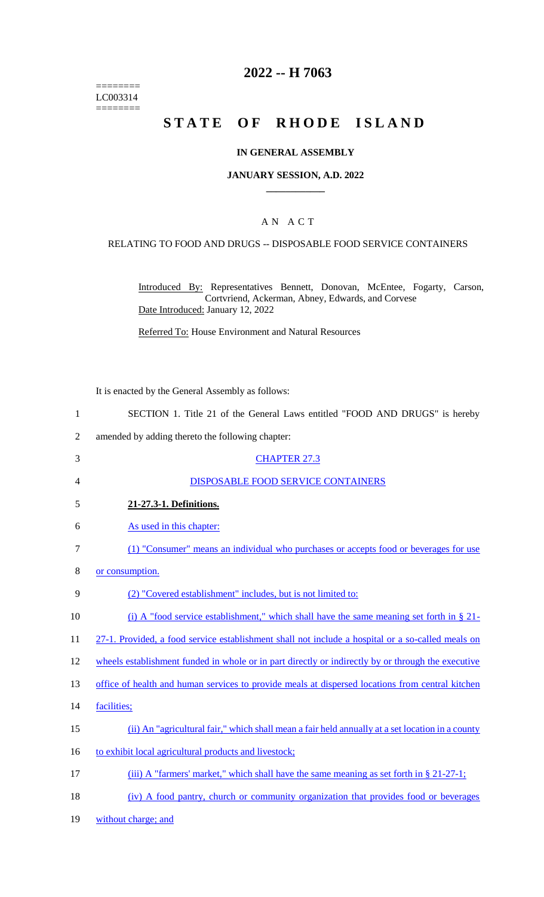========
LC003314
========

# 2022 -- H 7063

# STATE OF RHODE ISLAND

## IN GENERAL ASSEMBLY

### JANUARY SESSION, A.D. 2022

## A N A C T

### RELATING TO FOOD AND DRUGS -- DISPOSABLE FOOD SERVICE CONTAINERS

Introduced By: Representatives Bennett, Donovan, McEntee, Fogarty, Carson, Cortvriend, Ackerman, Abney, Edwards, and Corvese
Date Introduced: January 12, 2022

Referred To: House Environment and Natural Resources

It is enacted by the General Assembly as follows:

1 SECTION 1. Title 21 of the General Laws entitled "FOOD AND DRUGS" is hereby
2 amended by adding thereto the following chapter:

3 CHAPTER 27.3

4 DISPOSABLE FOOD SERVICE CONTAINERS

5 **21-27.3-1. Definitions.**

6 As used in this chapter:

7 (1) "Consumer" means an individual who purchases or accepts food or beverages for use
8 or consumption.

9 (2) "Covered establishment" includes, but is not limited to:

10 (i) A "food service establishment," which shall have the same meaning set forth in § 21-
11 27-1. Provided, a food service establishment shall not include a hospital or a so-called meals on
12 wheels establishment funded in whole or in part directly or indirectly by or through the executive
13 office of health and human services to provide meals at dispersed locations from central kitchen
14 facilities;

15 (ii) An "agricultural fair," which shall mean a fair held annually at a set location in a county
16 to exhibit local agricultural products and livestock;

17 (iii) A "farmers' market," which shall have the same meaning as set forth in § 21-27-1;

18 (iv) A food pantry, church or community organization that provides food or beverages
19 without charge; and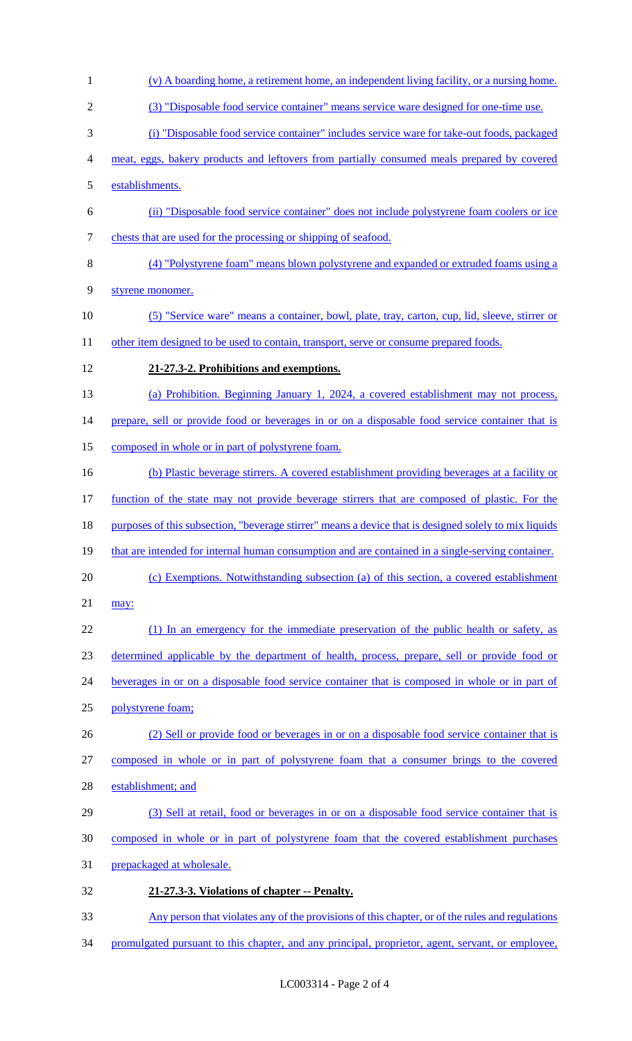(v) A boarding home, a retirement home, an independent living facility, or a nursing home.

(3) "Disposable food service container" means service ware designed for one-time use.

(i) "Disposable food service container" includes service ware for take-out foods, packaged meat, eggs, bakery products and leftovers from partially consumed meals prepared by covered establishments.

(ii) "Disposable food service container" does not include polystyrene foam coolers or ice chests that are used for the processing or shipping of seafood.

(4) "Polystyrene foam" means blown polystyrene and expanded or extruded foams using a styrene monomer.

(5) "Service ware" means a container, bowl, plate, tray, carton, cup, lid, sleeve, stirrer or other item designed to be used to contain, transport, serve or consume prepared foods.

**21-27.3-2. Prohibitions and exemptions.**

(a) Prohibition. Beginning January 1, 2024, a covered establishment may not process, prepare, sell or provide food or beverages in or on a disposable food service container that is composed in whole or in part of polystyrene foam.

(b) Plastic beverage stirrers. A covered establishment providing beverages at a facility or function of the state may not provide beverage stirrers that are composed of plastic. For the purposes of this subsection, "beverage stirrer" means a device that is designed solely to mix liquids that are intended for internal human consumption and are contained in a single-serving container.

(c) Exemptions. Notwithstanding subsection (a) of this section, a covered establishment may:

(1) In an emergency for the immediate preservation of the public health or safety, as determined applicable by the department of health, process, prepare, sell or provide food or beverages in or on a disposable food service container that is composed in whole or in part of polystyrene foam;

(2) Sell or provide food or beverages in or on a disposable food service container that is composed in whole or in part of polystyrene foam that a consumer brings to the covered establishment; and

(3) Sell at retail, food or beverages in or on a disposable food service container that is composed in whole or in part of polystyrene foam that the covered establishment purchases prepackaged at wholesale.

**21-27.3-3. Violations of chapter -- Penalty.**

Any person that violates any of the provisions of this chapter, or of the rules and regulations promulgated pursuant to this chapter, and any principal, proprietor, agent, servant, or employee,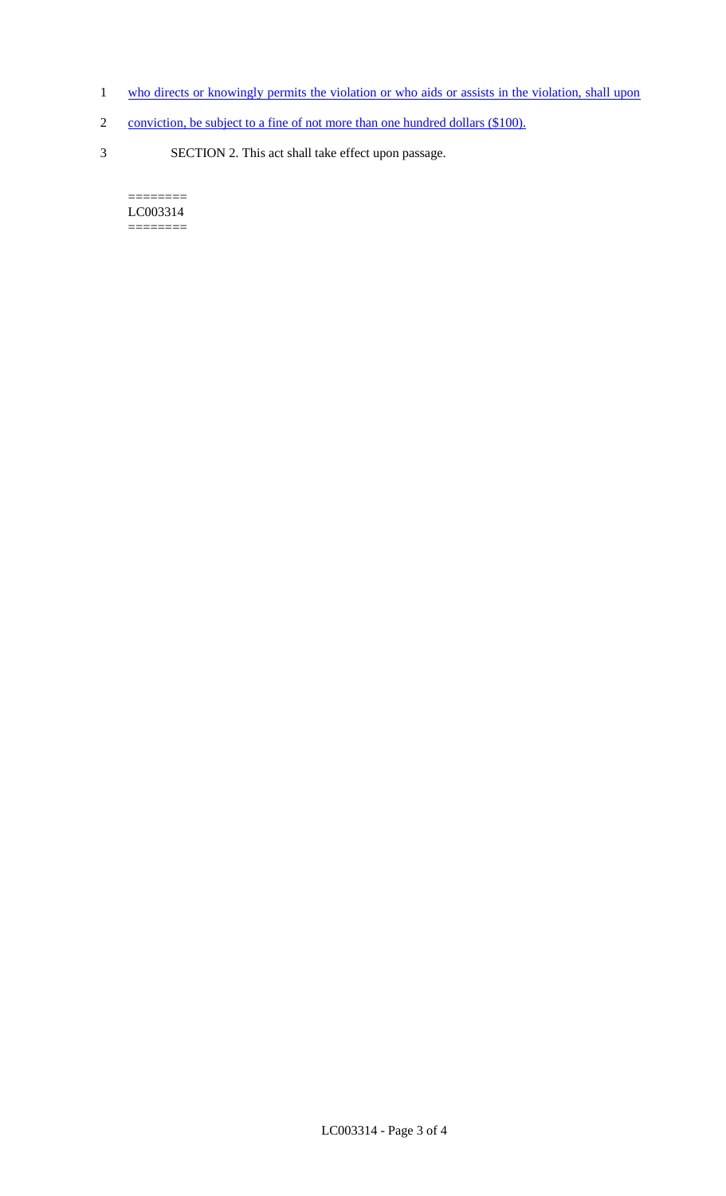who directs or knowingly permits the violation or who aids or assists in the violation, shall upon conviction, be subject to a fine of not more than one hundred dollars ($100).

SECTION 2. This act shall take effect upon passage.

========
LC003314
========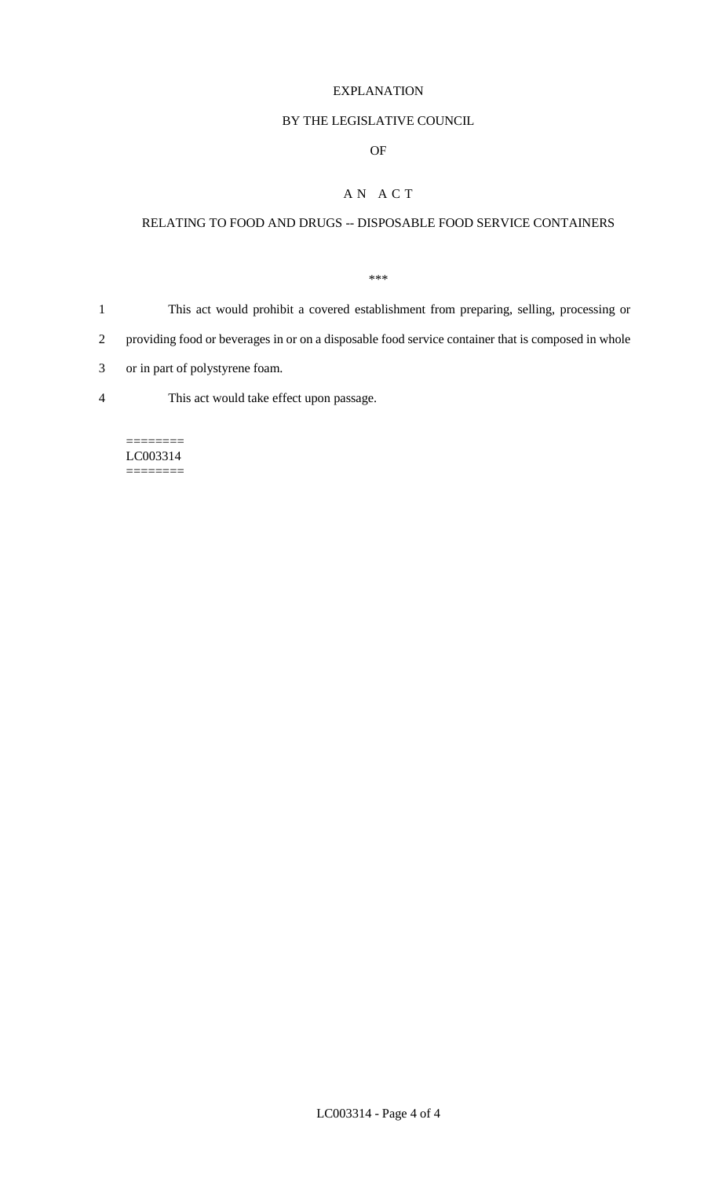EXPLANATION

BY THE LEGISLATIVE COUNCIL

OF

A N A C T

RELATING TO FOOD AND DRUGS -- DISPOSABLE FOOD SERVICE CONTAINERS

\*\*\*

1 This act would prohibit a covered establishment from preparing, selling, processing or
2 providing food or beverages in or on a disposable food service container that is composed in whole
3 or in part of polystyrene foam.

4 This act would take effect upon passage.

========
LC003314
========